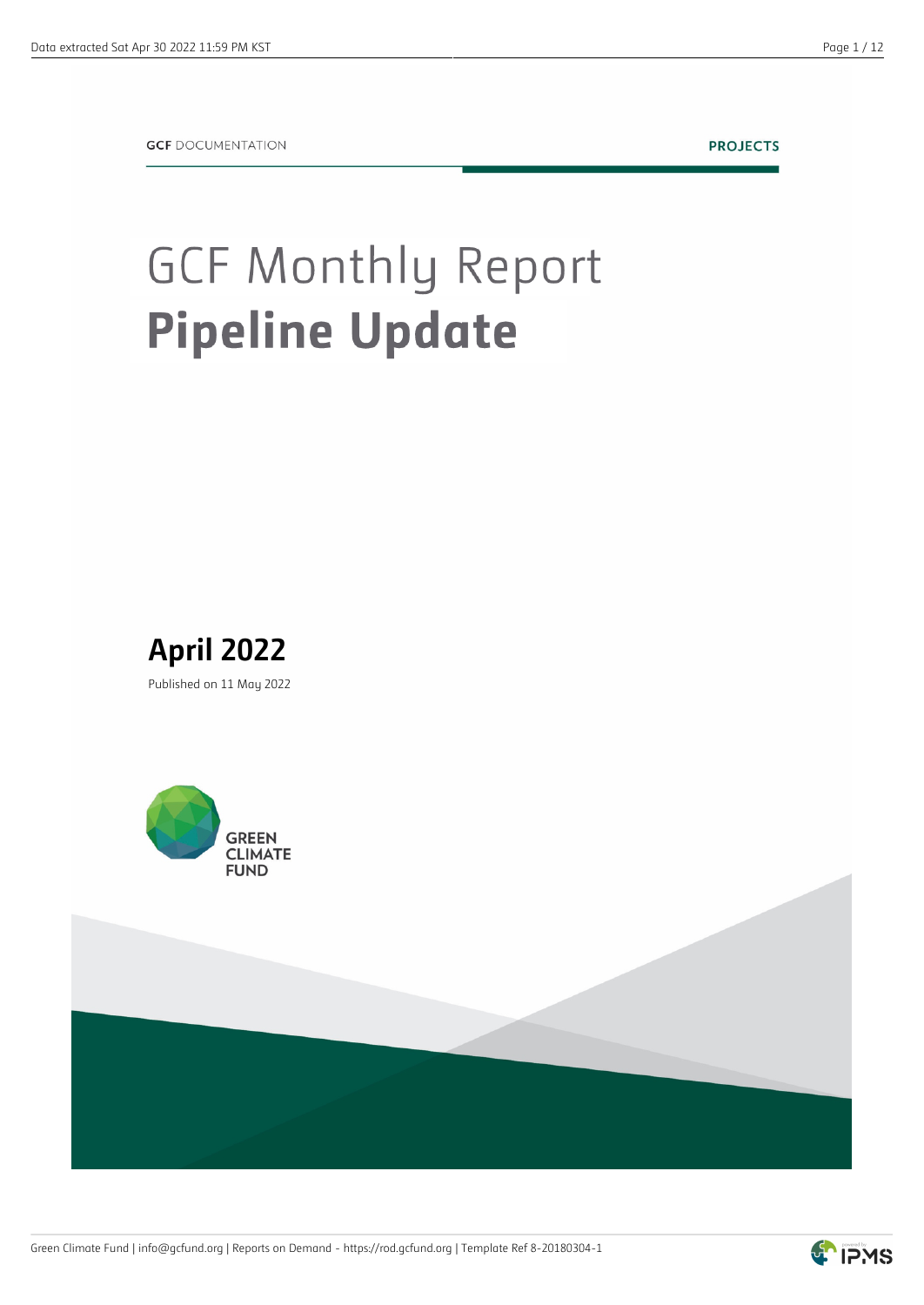GCF DOCUMENTATION

PROJECTS

# GCF Monthly Report
# **Pipeline Update**

## April 2022

Published on 11 May 2022

GREEN CLIMATE FUND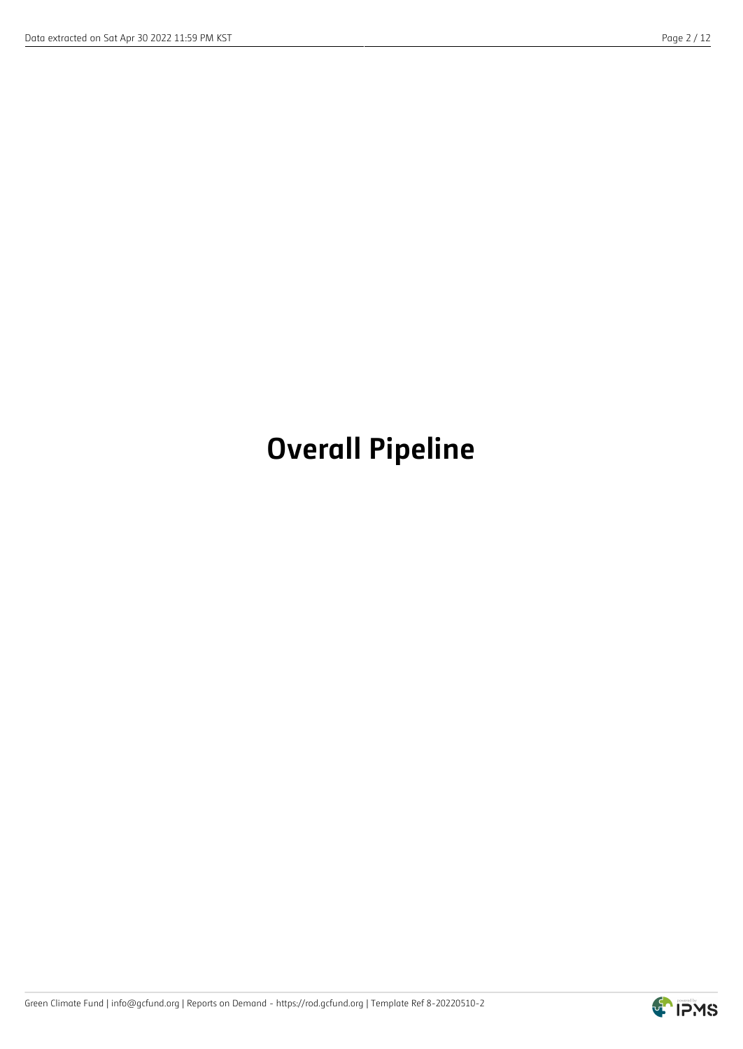# Overall Pipeline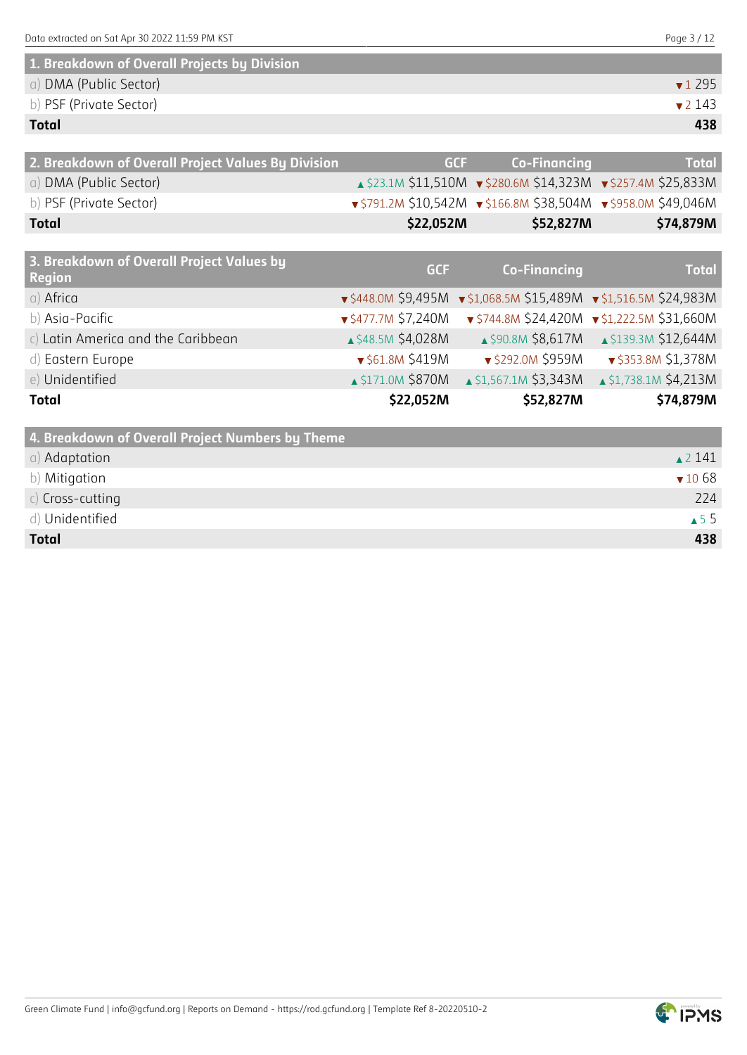Data extracted on Sat Apr 30 2022 11:59 PM KST

| 1. Breakdown of Overall Projects by Division | |
|---|---|
| a) DMA (Public Sector) | ▼1 295 |
| b) PSF (Private Sector) | ▼2 143 |
| **Total** | **438** |

| 2. Breakdown of Overall Project Values By Division | GCF | Co-Financing | Total |
|---|---|---|---|
| a) DMA (Public Sector) | ▲$23.1M $11,510M | ▼$280.6M $14,323M | ▼$257.4M $25,833M |
| b) PSF (Private Sector) | ▼$791.2M $10,542M | ▼$166.8M $38,504M | ▼$958.0M $49,046M |
| **Total** | **$22,052M** | **$52,827M** | **$74,879M** |

| 3. Breakdown of Overall Project Values by Region | GCF | Co-Financing | Total |
|---|---|---|---|
| a) Africa | ▼$448.0M $9,495M | ▼$1,068.5M $15,489M | ▼$1,516.5M $24,983M |
| b) Asia-Pacific | ▼$477.7M $7,240M | ▼$744.8M $24,420M | ▼$1,222.5M $31,660M |
| c) Latin America and the Caribbean | ▲$48.5M $4,028M | ▲$90.8M $8,617M | ▲$139.3M $12,644M |
| d) Eastern Europe | ▼$61.8M $419M | ▼$292.0M $959M | ▼$353.8M $1,378M |
| e) Unidentified | ▲$171.0M $870M | ▲$1,567.1M $3,343M | ▲$1,738.1M $4,213M |
| **Total** | **$22,052M** | **$52,827M** | **$74,879M** |

| 4. Breakdown of Overall Project Numbers by Theme | |
|---|---|
| a) Adaptation | ▲2 141 |
| b) Mitigation | ▼10 68 |
| c) Cross-cutting | 224 |
| d) Unidentified | ▲5 5 |
| **Total** | **438** |

Green Climate Fund | info@gcfund.org | Reports on Demand - https://rod.gcfund.org | Template Ref 8-20220510-2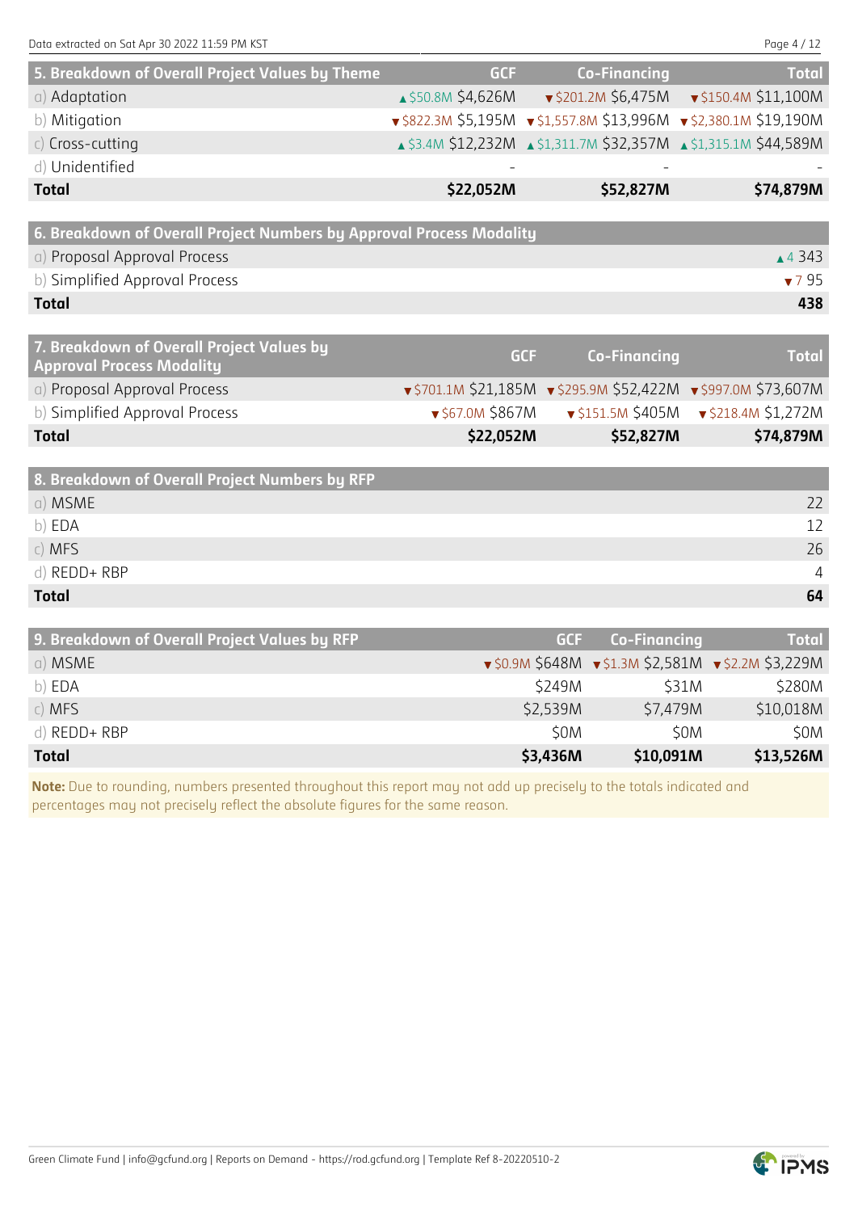| 5. Breakdown of Overall Project Values by Theme | GCF | Co-Financing | Total |
|---|---|---|---|
| a) Adaptation | ▲$50.8M $4,626M | ▼$201.2M $6,475M | ▼$150.4M $11,100M |
| b) Mitigation | ▼$822.3M $5,195M | ▼$1,557.8M $13,996M | ▼$2,380.1M $19,190M |
| c) Cross-cutting | ▲$3.4M $12,232M | ▲$1,311.7M $32,357M | ▲$1,315.1M $44,589M |
| d) Unidentified | - | - | - |
| **Total** | **$22,052M** | **$52,827M** | **$74,879M** |

| 6. Breakdown of Overall Project Numbers by Approval Process Modality | |
|---|---|
| a) Proposal Approval Process | ▲4 343 |
| b) Simplified Approval Process | ▼7 95 |
| **Total** | **438** |

| 7. Breakdown of Overall Project Values by Approval Process Modality | GCF | Co-Financing | Total |
|---|---|---|---|
| a) Proposal Approval Process | ▼$701.1M $21,185M | ▼$295.9M $52,422M | ▼$997.0M $73,607M |
| b) Simplified Approval Process | ▼$67.0M $867M | ▼$151.5M $405M | ▼$218.4M $1,272M |
| **Total** | **$22,052M** | **$52,827M** | **$74,879M** |

| 8. Breakdown of Overall Project Numbers by RFP | |
|---|---|
| a) MSME | 22 |
| b) EDA | 12 |
| c) MFS | 26 |
| d) REDD+ RBP | 4 |
| **Total** | **64** |

| 9. Breakdown of Overall Project Values by RFP | GCF | Co-Financing | Total |
|---|---|---|---|
| a) MSME | ▼$0.9M $648M | ▼$1.3M $2,581M | ▼$2.2M $3,229M |
| b) EDA | $249M | $31M | $280M |
| c) MFS | $2,539M | $7,479M | $10,018M |
| d) REDD+ RBP | $0M | $0M | $0M |
| **Total** | **$3,436M** | **$10,091M** | **$13,526M** |

**Note:** Due to rounding, numbers presented throughout this report may not add up precisely to the totals indicated and percentages may not precisely reflect the absolute figures for the same reason.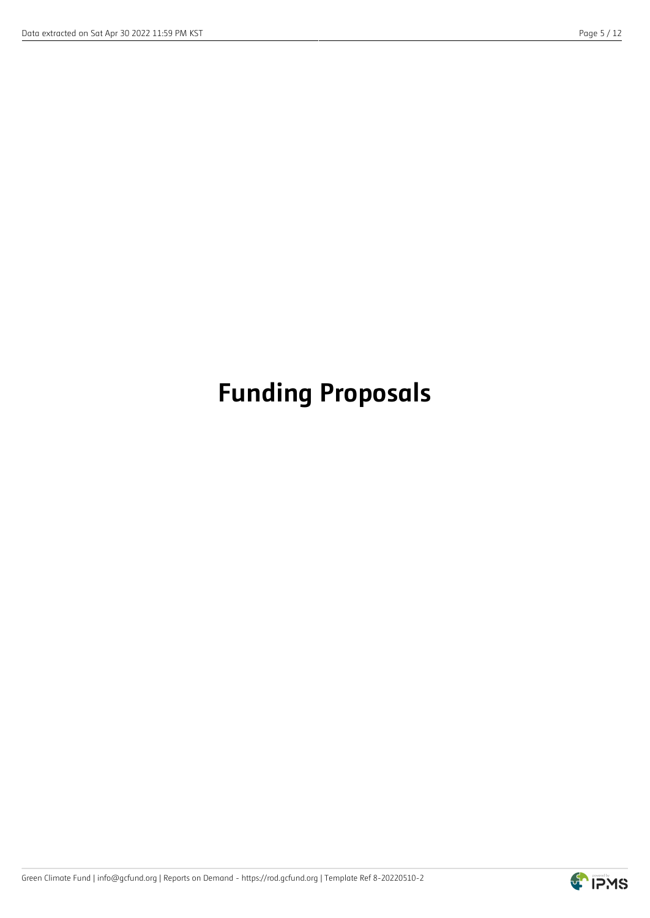# Funding Proposals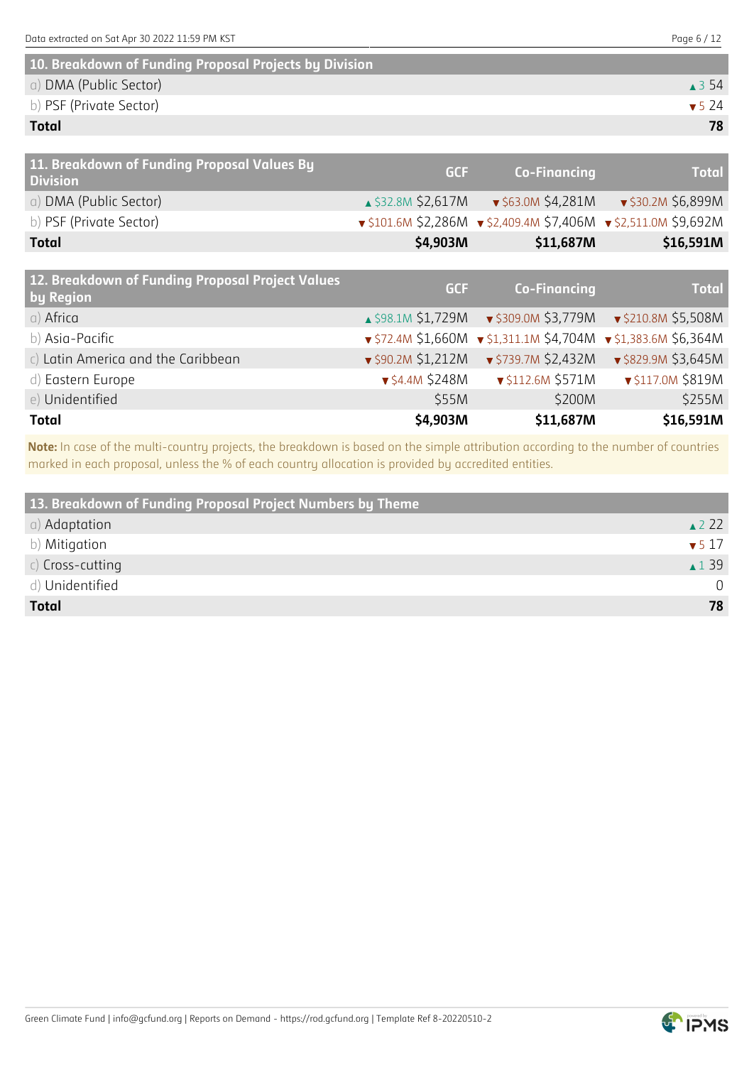| 10. Breakdown of Funding Proposal Projects by Division | |
|---|---|
| a) DMA (Public Sector) | ▲3 54 |
| b) PSF (Private Sector) | ▼5 24 |
| **Total** | **78** |

| 11. Breakdown of Funding Proposal Values By Division | GCF | Co-Financing | Total |
|---|---|---|---|
| a) DMA (Public Sector) | ▲$32.8M $2,617M | ▼$63.0M $4,281M | ▼$30.2M $6,899M |
| b) PSF (Private Sector) | ▼$101.6M $2,286M | ▼$2,409.4M $7,406M | ▼$2,511.0M $9,692M |
| **Total** | **$4,903M** | **$11,687M** | **$16,591M** |

| 12. Breakdown of Funding Proposal Project Values by Region | GCF | Co-Financing | Total |
|---|---|---|---|
| a) Africa | ▲$98.1M $1,729M | ▼$309.0M $3,779M | ▼$210.8M $5,508M |
| b) Asia-Pacific | ▼$72.4M $1,660M | ▼$1,311.1M $4,704M | ▼$1,383.6M $6,364M |
| c) Latin America and the Caribbean | ▼$90.2M $1,212M | ▼$739.7M $2,432M | ▼$829.9M $3,645M |
| d) Eastern Europe | ▼$4.4M $248M | ▼$112.6M $571M | ▼$117.0M $819M |
| e) Unidentified | $55M | $200M | $255M |
| **Total** | **$4,903M** | **$11,687M** | **$16,591M** |

**Note:** In case of the multi-country projects, the breakdown is based on the simple attribution according to the number of countries marked in each proposal, unless the % of each country allocation is provided by accredited entities.

| 13. Breakdown of Funding Proposal Project Numbers by Theme | |
|---|---|
| a) Adaptation | ▲2 22 |
| b) Mitigation | ▼5 17 |
| c) Cross-cutting | ▲1 39 |
| d) Unidentified | 0 |
| **Total** | **78** |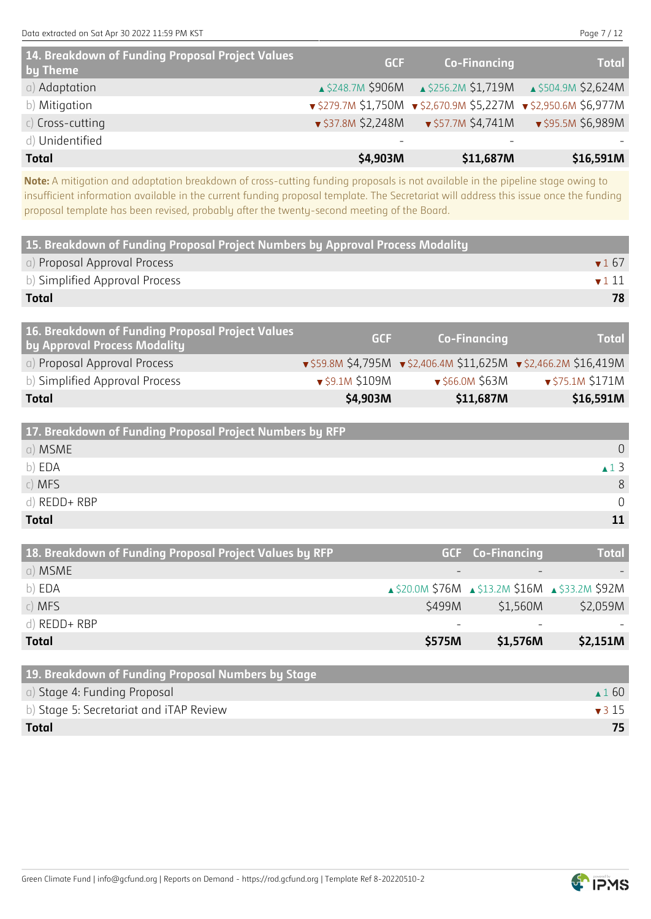| 14. Breakdown of Funding Proposal Project Values by Theme | GCF | Co-Financing | Total |
|---|---|---|---|
| a) Adaptation | ▲$248.7M $906M | ▲$256.2M $1,719M | ▲$504.9M $2,624M |
| b) Mitigation | ▼$279.7M $1,750M | ▼$2,670.9M $5,227M | ▼$2,950.6M $6,977M |
| c) Cross-cutting | ▼$37.8M $2,248M | ▼$57.7M $4,741M | ▼$95.5M $6,989M |
| d) Unidentified | - | - | - |
| **Total** | **$4,903M** | **$11,687M** | **$16,591M** |

**Note:** A mitigation and adaptation breakdown of cross-cutting funding proposals is not available in the pipeline stage owing to insufficient information available in the current funding proposal template. The Secretariat will address this issue once the funding proposal template has been revised, probably after the twenty-second meeting of the Board.

| 15. Breakdown of Funding Proposal Project Numbers by Approval Process Modality | |
|---|---|
| a) Proposal Approval Process | ▼1 67 |
| b) Simplified Approval Process | ▼1 11 |
| **Total** | **78** |

| 16. Breakdown of Funding Proposal Project Values by Approval Process Modality | GCF | Co-Financing | Total |
|---|---|---|---|
| a) Proposal Approval Process | ▼$59.8M $4,795M | ▼$2,406.4M $11,625M | ▼$2,466.2M $16,419M |
| b) Simplified Approval Process | ▼$9.1M $109M | ▼$66.0M $63M | ▼$75.1M $171M |
| **Total** | **$4,903M** | **$11,687M** | **$16,591M** |

| 17. Breakdown of Funding Proposal Project Numbers by RFP | |
|---|---|
| a) MSME | 0 |
| b) EDA | ▲1 3 |
| c) MFS | 8 |
| d) REDD+ RBP | 0 |
| **Total** | **11** |

| 18. Breakdown of Funding Proposal Project Values by RFP | GCF | Co-Financing | Total |
|---|---|---|---|
| a) MSME | - | - | - |
| b) EDA | ▲$20.0M $76M | ▲$13.2M $16M | ▲$33.2M $92M |
| c) MFS | $499M | $1,560M | $2,059M |
| d) REDD+ RBP | - | - | - |
| **Total** | **$575M** | **$1,576M** | **$2,151M** |

| 19. Breakdown of Funding Proposal Numbers by Stage | |
|---|---|
| a) Stage 4: Funding Proposal | ▲1 60 |
| b) Stage 5: Secretariat and iTAP Review | ▼3 15 |
| **Total** | **75** |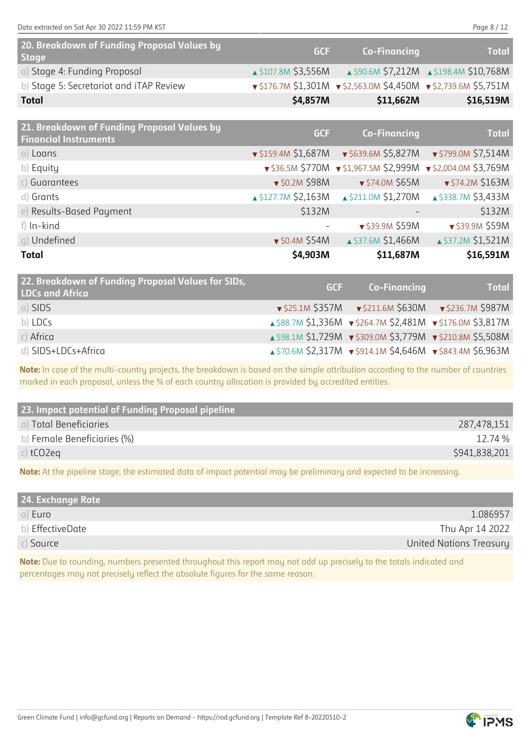| 20. Breakdown of Funding Proposal Values by Stage | GCF | Co-Financing | Total |
|---|---|---|---|
| a) Stage 4: Funding Proposal | ▲$107.8M $3,556M | ▲$90.6M $7,212M | ▲$198.4M $10,768M |
| b) Stage 5: Secretariat and iTAP Review | ▼$176.7M $1,301M | ▼$2,563.0M $4,450M | ▼$2,739.6M $5,751M |
| **Total** | **$4,857M** | **$11,662M** | **$16,519M** |

| 21. Breakdown of Funding Proposal Values by Financial Instruments | GCF | Co-Financing | Total |
|---|---|---|---|
| a) Loans | ▼$159.4M $1,687M | ▼$639.6M $5,827M | ▼$799.0M $7,514M |
| b) Equity | ▼$36.5M $770M | ▼$1,967.5M $2,999M | ▼$2,004.0M $3,769M |
| c) Guarantees | ▼$0.2M $98M | ▼$74.0M $65M | ▼$74.2M $163M |
| d) Grants | ▲$127.7M $2,163M | ▲$211.0M $1,270M | ▲$338.7M $3,433M |
| e) Results-Based Payment | $132M | - | $132M |
| f) In-kind | - | ▼$39.9M $59M | ▼$39.9M $59M |
| g) Undefined | ▼$0.4M $54M | ▲$37.6M $1,466M | ▲$37.2M $1,521M |
| **Total** | **$4,903M** | **$11,687M** | **$16,591M** |

| 22. Breakdown of Funding Proposal Values for SIDs, LDCs and Africa | GCF | Co-Financing | Total |
|---|---|---|---|
| a) SIDS | ▼$25.1M $357M | ▼$211.6M $630M | ▼$236.7M $987M |
| b) LDCs | ▲$88.7M $1,336M | ▼$264.7M $2,481M | ▼$176.0M $3,817M |
| c) Africa | ▲$98.1M $1,729M | ▼$309.0M $3,779M | ▼$210.8M $5,508M |
| d) SIDS+LDCs+Africa | ▲$70.6M $2,317M | ▼$914.1M $4,646M | ▼$843.4M $6,963M |

**Note:** In case of the multi-country projects, the breakdown is based on the simple attribution according to the number of countries marked in each proposal, unless the % of each country allocation is provided by accredited entities.

| 23. Impact potential of Funding Proposal pipeline | |
|---|---|
| a) Total Beneficiaries | 287,478,151 |
| b) Female Beneficiaries (%) | 12.74 % |
| c) tCO2eq | $941,838,201 |

**Note:** At the pipeline stage, the estimated data of impact potential may be preliminary and expected to be increasing.

| 24. Exchange Rate | |
|---|---|
| a) Euro | 1.086957 |
| b) EffectiveDate | Thu Apr 14 2022 |
| c) Source | United Nations Treasury |

**Note:** Due to rounding, numbers presented throughout this report may not add up precisely to the totals indicated and percentages may not precisely reflect the absolute figures for the same reason.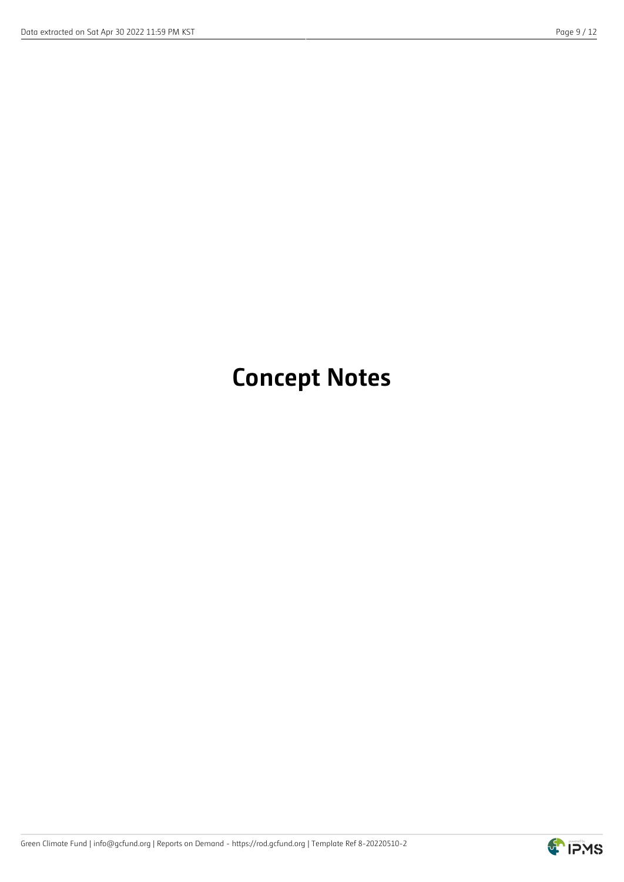# Concept Notes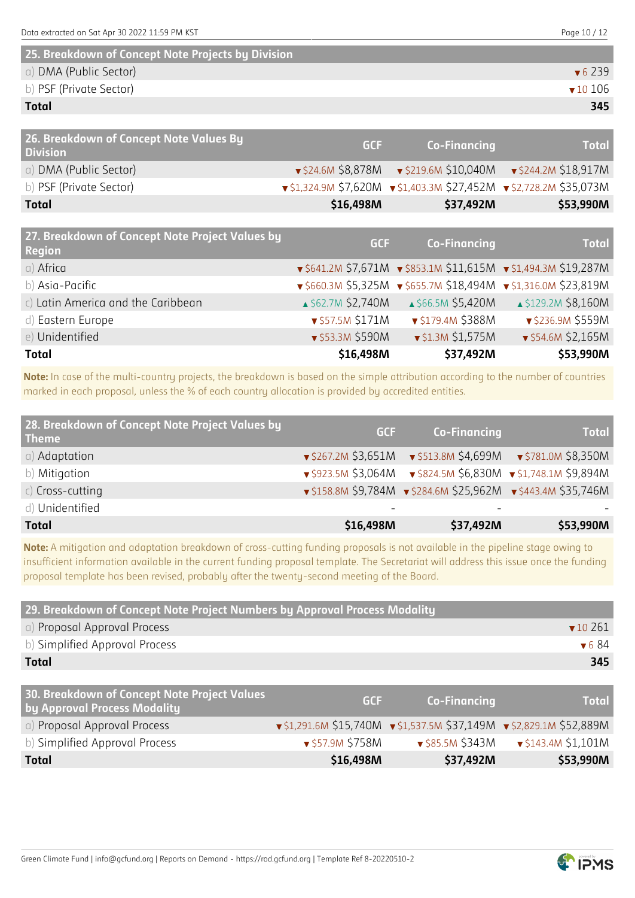| 25. Breakdown of Concept Note Projects by Division | |
|---|---|
| a) DMA (Public Sector) | ▼6 239 |
| b) PSF (Private Sector) | ▼10 106 |
| **Total** | **345** |

| 26. Breakdown of Concept Note Values By Division | GCF | Co-Financing | Total |
|---|---|---|---|
| a) DMA (Public Sector) | ▼$24.6M $8,878M | ▼$219.6M $10,040M | ▼$244.2M $18,917M |
| b) PSF (Private Sector) | ▼$1,324.9M $7,620M | ▼$1,403.3M $27,452M | ▼$2,728.2M $35,073M |
| **Total** | **$16,498M** | **$37,492M** | **$53,990M** |

| 27. Breakdown of Concept Note Project Values by Region | GCF | Co-Financing | Total |
|---|---|---|---|
| a) Africa | ▼$641.2M $7,671M | ▼$853.1M $11,615M | ▼$1,494.3M $19,287M |
| b) Asia-Pacific | ▼$660.3M $5,325M | ▼$655.7M $18,494M | ▼$1,316.0M $23,819M |
| c) Latin America and the Caribbean | ▲$62.7M $2,740M | ▲$66.5M $5,420M | ▲$129.2M $8,160M |
| d) Eastern Europe | ▼$57.5M $171M | ▼$179.4M $388M | ▼$236.9M $559M |
| e) Unidentified | ▼$53.3M $590M | ▼$1.3M $1,575M | ▼$54.6M $2,165M |
| **Total** | **$16,498M** | **$37,492M** | **$53,990M** |

**Note:** In case of the multi-country projects, the breakdown is based on the simple attribution according to the number of countries marked in each proposal, unless the % of each country allocation is provided by accredited entities.

| 28. Breakdown of Concept Note Project Values by Theme | GCF | Co-Financing | Total |
|---|---|---|---|
| a) Adaptation | ▼$267.2M $3,651M | ▼$513.8M $4,699M | ▼$781.0M $8,350M |
| b) Mitigation | ▼$923.5M $3,064M | ▼$824.5M $6,830M | ▼$1,748.1M $9,894M |
| c) Cross-cutting | ▼$158.8M $9,784M | ▼$284.6M $25,962M | ▼$443.4M $35,746M |
| d) Unidentified | - | - | - |
| **Total** | **$16,498M** | **$37,492M** | **$53,990M** |

**Note:** A mitigation and adaptation breakdown of cross-cutting funding proposals is not available in the pipeline stage owing to insufficient information available in the current funding proposal template. The Secretariat will address this issue once the funding proposal template has been revised, probably after the twenty-second meeting of the Board.

| 29. Breakdown of Concept Note Project Numbers by Approval Process Modality | |
|---|---|
| a) Proposal Approval Process | ▼10 261 |
| b) Simplified Approval Process | ▼6 84 |
| **Total** | **345** |

| 30. Breakdown of Concept Note Project Values by Approval Process Modality | GCF | Co-Financing | Total |
|---|---|---|---|
| a) Proposal Approval Process | ▼$1,291.6M $15,740M | ▼$1,537.5M $37,149M | ▼$2,829.1M $52,889M |
| b) Simplified Approval Process | ▼$57.9M $758M | ▼$85.5M $343M | ▼$143.4M $1,101M |
| **Total** | **$16,498M** | **$37,492M** | **$53,990M** |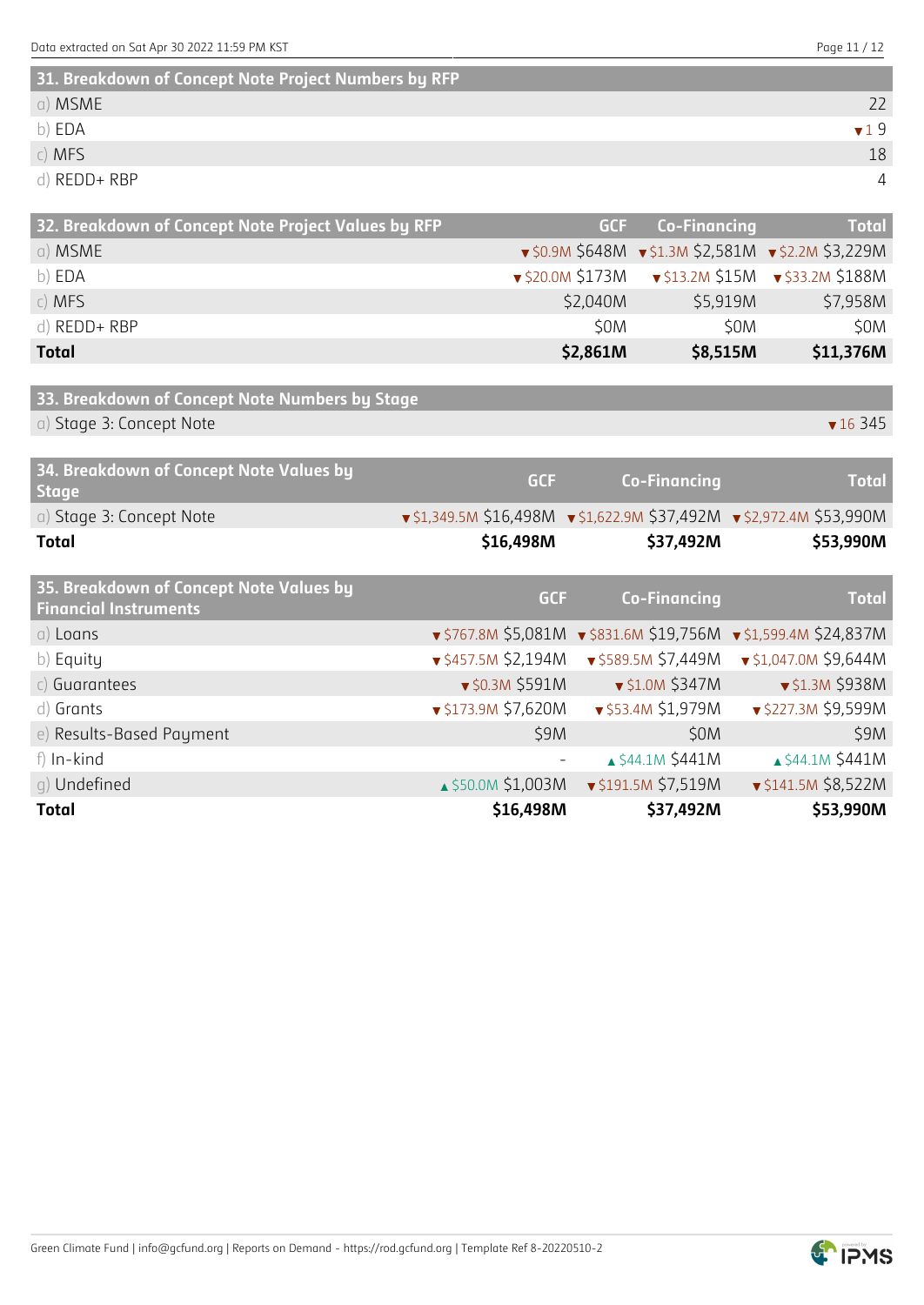## 31. Breakdown of Concept Note Project Numbers by RFP

| | |
|---|---|
| a) MSME | 22 |
| b) EDA | ▼1 9 |
| c) MFS | 18 |
| d) REDD+ RBP | 4 |

## 32. Breakdown of Concept Note Project Values by RFP

| | GCF | Co-Financing | Total |
|---|---|---|---|
| a) MSME | ▼$0.9M $648M | ▼$1.3M $2,581M | ▼$2.2M $3,229M |
| b) EDA | ▼$20.0M $173M | ▼$13.2M $15M | ▼$33.2M $188M |
| c) MFS | $2,040M | $5,919M | $7,958M |
| d) REDD+ RBP | $0M | $0M | $0M |
| **Total** | **$2,861M** | **$8,515M** | **$11,376M** |

## 33. Breakdown of Concept Note Numbers by Stage

| | |
|---|---|
| a) Stage 3: Concept Note | ▼16 345 |

## 34. Breakdown of Concept Note Values by Stage

| | GCF | Co-Financing | Total |
|---|---|---|---|
| a) Stage 3: Concept Note | ▼$1,349.5M $16,498M | ▼$1,622.9M $37,492M | ▼$2,972.4M $53,990M |
| **Total** | **$16,498M** | **$37,492M** | **$53,990M** |

## 35. Breakdown of Concept Note Values by Financial Instruments

| | GCF | Co-Financing | Total |
|---|---|---|---|
| a) Loans | ▼$767.8M $5,081M | ▼$831.6M $19,756M | ▼$1,599.4M $24,837M |
| b) Equity | ▼$457.5M $2,194M | ▼$589.5M $7,449M | ▼$1,047.0M $9,644M |
| c) Guarantees | ▼$0.3M $591M | ▼$1.0M $347M | ▼$1.3M $938M |
| d) Grants | ▼$173.9M $7,620M | ▼$53.4M $1,979M | ▼$227.3M $9,599M |
| e) Results-Based Payment | $9M | $0M | $9M |
| f) In-kind | - | ▲$44.1M $441M | ▲$44.1M $441M |
| g) Undefined | ▲$50.0M $1,003M | ▼$191.5M $7,519M | ▼$141.5M $8,522M |
| **Total** | **$16,498M** | **$37,492M** | **$53,990M** |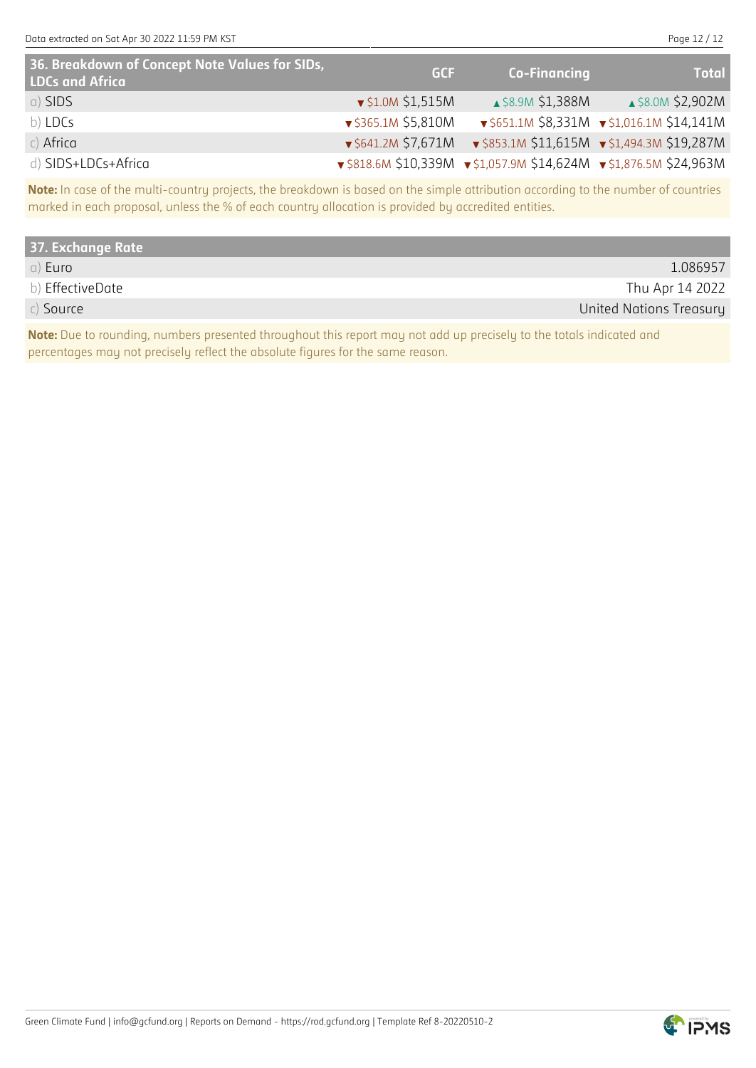| 36. Breakdown of Concept Note Values for SIDs, LDCs and Africa | GCF | Co-Financing | Total |
|---|---|---|---|
| a) SIDS | ▼$1.0M $1,515M | ▲$8.9M $1,388M | ▲$8.0M $2,902M |
| b) LDCs | ▼$365.1M $5,810M | ▼$651.1M $8,331M | ▼$1,016.1M $14,141M |
| c) Africa | ▼$641.2M $7,671M | ▼$853.1M $11,615M | ▼$1,494.3M $19,287M |
| d) SIDS+LDCs+Africa | ▼$818.6M $10,339M | ▼$1,057.9M $14,624M | ▼$1,876.5M $24,963M |

**Note:** In case of the multi-country projects, the breakdown is based on the simple attribution according to the number of countries marked in each proposal, unless the % of each country allocation is provided by accredited entities.

| 37. Exchange Rate | |
|---|---|
| a) Euro | 1.086957 |
| b) EffectiveDate | Thu Apr 14 2022 |
| c) Source | United Nations Treasury |

**Note:** Due to rounding, numbers presented throughout this report may not add up precisely to the totals indicated and percentages may not precisely reflect the absolute figures for the same reason.